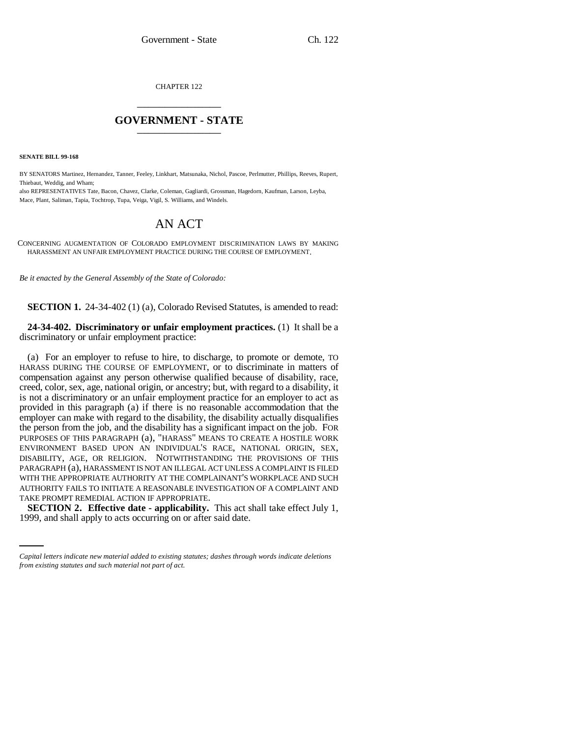CHAPTER 122

# GOVERNMENT - STATE

**SENATE BILL 99-168**

BY SENATORS Martinez, Hernandez, Tanner, Feeley, Linkhart, Matsunaka, Nichol, Pascoe, Perlmutter, Phillips, Reeves, Rupert, Thiebaut, Weddig, and Wham;
also REPRESENTATIVES Tate, Bacon, Chavez, Clarke, Coleman, Gagliardi, Grossman, Hagedorn, Kaufman, Larson, Leyba, Mace, Plant, Saliman, Tapia, Tochtrop, Tupa, Veiga, Vigil, S. Williams, and Windels.

# AN ACT

CONCERNING AUGMENTATION OF COLORADO EMPLOYMENT DISCRIMINATION LAWS BY MAKING HARASSMENT AN UNFAIR EMPLOYMENT PRACTICE DURING THE COURSE OF EMPLOYMENT.

*Be it enacted by the General Assembly of the State of Colorado:*

**SECTION 1.** 24-34-402 (1) (a), Colorado Revised Statutes, is amended to read:

**24-34-402. Discriminatory or unfair employment practices.** (1) It shall be a discriminatory or unfair employment practice:

(a) For an employer to refuse to hire, to discharge, to promote or demote, TO HARASS DURING THE COURSE OF EMPLOYMENT, or to discriminate in matters of compensation against any person otherwise qualified because of disability, race, creed, color, sex, age, national origin, or ancestry; but, with regard to a disability, it is not a discriminatory or an unfair employment practice for an employer to act as provided in this paragraph (a) if there is no reasonable accommodation that the employer can make with regard to the disability, the disability actually disqualifies the person from the job, and the disability has a significant impact on the job. FOR PURPOSES OF THIS PARAGRAPH (a), "HARASS" MEANS TO CREATE A HOSTILE WORK ENVIRONMENT BASED UPON AN INDIVIDUAL'S RACE, NATIONAL ORIGIN, SEX, DISABILITY, AGE, OR RELIGION. NOTWITHSTANDING THE PROVISIONS OF THIS PARAGRAPH (a), HARASSMENT IS NOT AN ILLEGAL ACT UNLESS A COMPLAINT IS FILED WITH THE APPROPRIATE AUTHORITY AT THE COMPLAINANT'S WORKPLACE AND SUCH AUTHORITY FAILS TO INITIATE A REASONABLE INVESTIGATION OF A COMPLAINT AND TAKE PROMPT REMEDIAL ACTION IF APPROPRIATE.

**SECTION 2. Effective date - applicability.** This act shall take effect July 1, 1999, and shall apply to acts occurring on or after said date.

*Capital letters indicate new material added to existing statutes; dashes through words indicate deletions from existing statutes and such material not part of act.*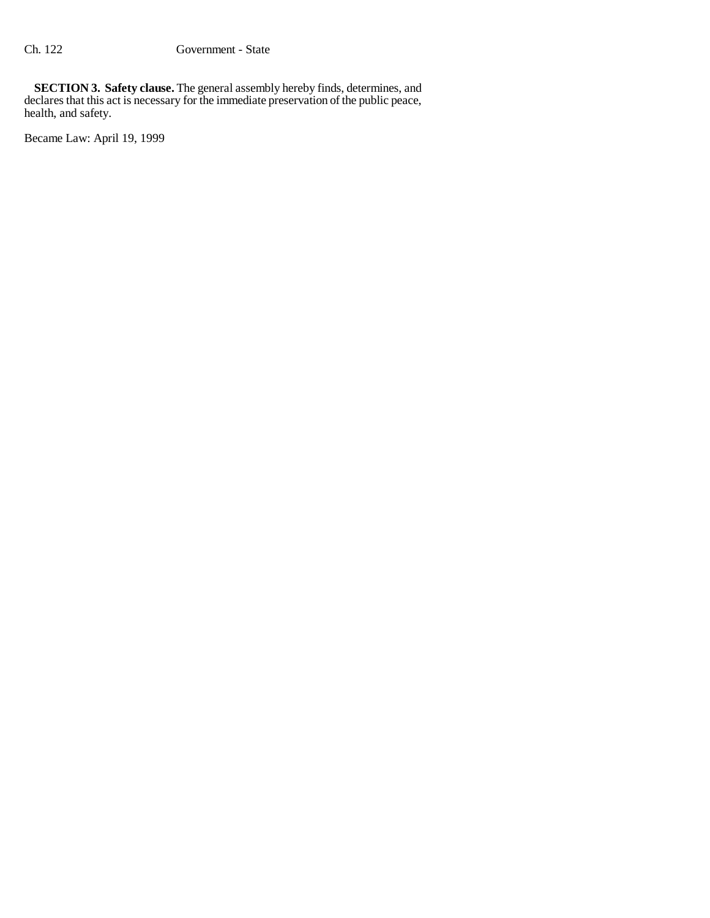**SECTION 3. Safety clause.** The general assembly hereby finds, determines, and declares that this act is necessary for the immediate preservation of the public peace, health, and safety.

Became Law: April 19, 1999